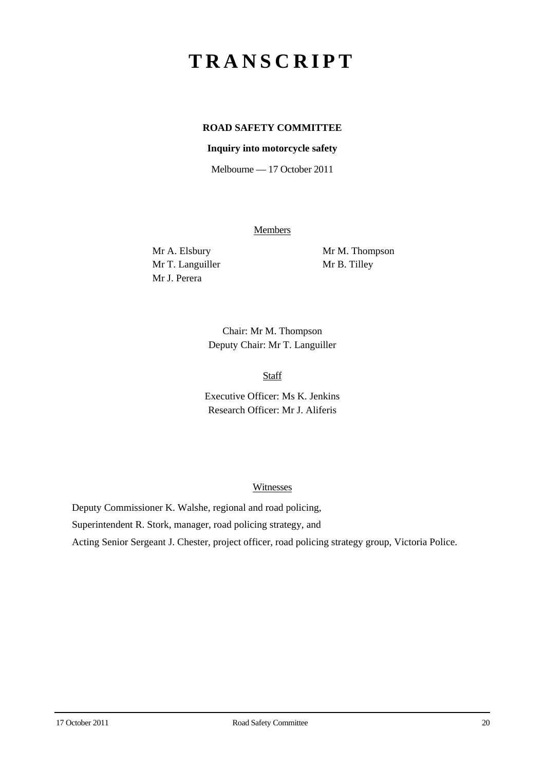# TRANSCRIPT

**ROAD SAFETY COMMITTEE**

**Inquiry into motorcycle safety**

Melbourne — 17 October 2011

Members

Mr A. Elsbury
Mr T. Languiller
Mr J. Perera
Mr M. Thompson
Mr B. Tilley

Chair: Mr M. Thompson
Deputy Chair: Mr T. Languiller

Staff

Executive Officer: Ms K. Jenkins
Research Officer: Mr J. Aliferis

Witnesses

Deputy Commissioner K. Walshe, regional and road policing,

Superintendent R. Stork, manager, road policing strategy, and

Acting Senior Sergeant J. Chester, project officer, road policing strategy group, Victoria Police.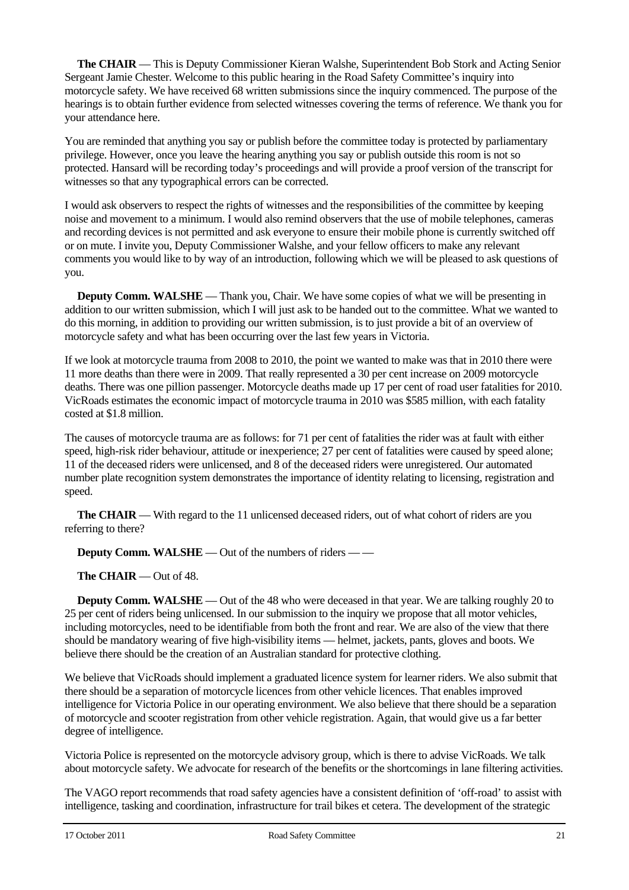**The CHAIR** — This is Deputy Commissioner Kieran Walshe, Superintendent Bob Stork and Acting Senior Sergeant Jamie Chester. Welcome to this public hearing in the Road Safety Committee's inquiry into motorcycle safety. We have received 68 written submissions since the inquiry commenced. The purpose of the hearings is to obtain further evidence from selected witnesses covering the terms of reference. We thank you for your attendance here.

You are reminded that anything you say or publish before the committee today is protected by parliamentary privilege. However, once you leave the hearing anything you say or publish outside this room is not so protected. Hansard will be recording today's proceedings and will provide a proof version of the transcript for witnesses so that any typographical errors can be corrected.

I would ask observers to respect the rights of witnesses and the responsibilities of the committee by keeping noise and movement to a minimum. I would also remind observers that the use of mobile telephones, cameras and recording devices is not permitted and ask everyone to ensure their mobile phone is currently switched off or on mute. I invite you, Deputy Commissioner Walshe, and your fellow officers to make any relevant comments you would like to by way of an introduction, following which we will be pleased to ask questions of you.

**Deputy Comm. WALSHE** — Thank you, Chair. We have some copies of what we will be presenting in addition to our written submission, which I will just ask to be handed out to the committee. What we wanted to do this morning, in addition to providing our written submission, is to just provide a bit of an overview of motorcycle safety and what has been occurring over the last few years in Victoria.

If we look at motorcycle trauma from 2008 to 2010, the point we wanted to make was that in 2010 there were 11 more deaths than there were in 2009. That really represented a 30 per cent increase on 2009 motorcycle deaths. There was one pillion passenger. Motorcycle deaths made up 17 per cent of road user fatalities for 2010. VicRoads estimates the economic impact of motorcycle trauma in 2010 was $585 million, with each fatality costed at $1.8 million.

The causes of motorcycle trauma are as follows: for 71 per cent of fatalities the rider was at fault with either speed, high-risk rider behaviour, attitude or inexperience; 27 per cent of fatalities were caused by speed alone; 11 of the deceased riders were unlicensed, and 8 of the deceased riders were unregistered. Our automated number plate recognition system demonstrates the importance of identity relating to licensing, registration and speed.

**The CHAIR** — With regard to the 11 unlicensed deceased riders, out of what cohort of riders are you referring to there?

**Deputy Comm. WALSHE** — Out of the numbers of riders — —

**The CHAIR** — Out of 48.

**Deputy Comm. WALSHE** — Out of the 48 who were deceased in that year. We are talking roughly 20 to 25 per cent of riders being unlicensed. In our submission to the inquiry we propose that all motor vehicles, including motorcycles, need to be identifiable from both the front and rear. We are also of the view that there should be mandatory wearing of five high-visibility items — helmet, jackets, pants, gloves and boots. We believe there should be the creation of an Australian standard for protective clothing.

We believe that VicRoads should implement a graduated licence system for learner riders. We also submit that there should be a separation of motorcycle licences from other vehicle licences. That enables improved intelligence for Victoria Police in our operating environment. We also believe that there should be a separation of motorcycle and scooter registration from other vehicle registration. Again, that would give us a far better degree of intelligence.

Victoria Police is represented on the motorcycle advisory group, which is there to advise VicRoads. We talk about motorcycle safety. We advocate for research of the benefits or the shortcomings in lane filtering activities.

The VAGO report recommends that road safety agencies have a consistent definition of 'off-road' to assist with intelligence, tasking and coordination, infrastructure for trail bikes et cetera. The development of the strategic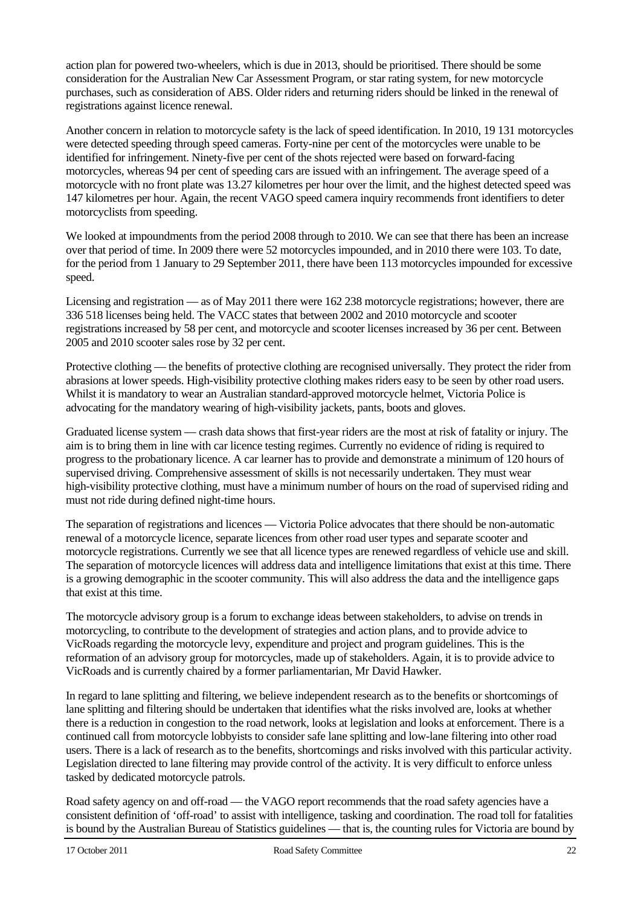action plan for powered two-wheelers, which is due in 2013, should be prioritised. There should be some consideration for the Australian New Car Assessment Program, or star rating system, for new motorcycle purchases, such as consideration of ABS. Older riders and returning riders should be linked in the renewal of registrations against licence renewal.

Another concern in relation to motorcycle safety is the lack of speed identification. In 2010, 19 131 motorcycles were detected speeding through speed cameras. Forty-nine per cent of the motorcycles were unable to be identified for infringement. Ninety-five per cent of the shots rejected were based on forward-facing motorcycles, whereas 94 per cent of speeding cars are issued with an infringement. The average speed of a motorcycle with no front plate was 13.27 kilometres per hour over the limit, and the highest detected speed was 147 kilometres per hour. Again, the recent VAGO speed camera inquiry recommends front identifiers to deter motorcyclists from speeding.

We looked at impoundments from the period 2008 through to 2010. We can see that there has been an increase over that period of time. In 2009 there were 52 motorcycles impounded, and in 2010 there were 103. To date, for the period from 1 January to 29 September 2011, there have been 113 motorcycles impounded for excessive speed.

Licensing and registration — as of May 2011 there were 162 238 motorcycle registrations; however, there are 336 518 licenses being held. The VACC states that between 2002 and 2010 motorcycle and scooter registrations increased by 58 per cent, and motorcycle and scooter licenses increased by 36 per cent. Between 2005 and 2010 scooter sales rose by 32 per cent.

Protective clothing — the benefits of protective clothing are recognised universally. They protect the rider from abrasions at lower speeds. High-visibility protective clothing makes riders easy to be seen by other road users. Whilst it is mandatory to wear an Australian standard-approved motorcycle helmet, Victoria Police is advocating for the mandatory wearing of high-visibility jackets, pants, boots and gloves.

Graduated license system — crash data shows that first-year riders are the most at risk of fatality or injury. The aim is to bring them in line with car licence testing regimes. Currently no evidence of riding is required to progress to the probationary licence. A car learner has to provide and demonstrate a minimum of 120 hours of supervised driving. Comprehensive assessment of skills is not necessarily undertaken. They must wear high-visibility protective clothing, must have a minimum number of hours on the road of supervised riding and must not ride during defined night-time hours.

The separation of registrations and licences — Victoria Police advocates that there should be non-automatic renewal of a motorcycle licence, separate licences from other road user types and separate scooter and motorcycle registrations. Currently we see that all licence types are renewed regardless of vehicle use and skill. The separation of motorcycle licences will address data and intelligence limitations that exist at this time. There is a growing demographic in the scooter community. This will also address the data and the intelligence gaps that exist at this time.

The motorcycle advisory group is a forum to exchange ideas between stakeholders, to advise on trends in motorcycling, to contribute to the development of strategies and action plans, and to provide advice to VicRoads regarding the motorcycle levy, expenditure and project and program guidelines. This is the reformation of an advisory group for motorcycles, made up of stakeholders. Again, it is to provide advice to VicRoads and is currently chaired by a former parliamentarian, Mr David Hawker.

In regard to lane splitting and filtering, we believe independent research as to the benefits or shortcomings of lane splitting and filtering should be undertaken that identifies what the risks involved are, looks at whether there is a reduction in congestion to the road network, looks at legislation and looks at enforcement. There is a continued call from motorcycle lobbyists to consider safe lane splitting and low-lane filtering into other road users. There is a lack of research as to the benefits, shortcomings and risks involved with this particular activity. Legislation directed to lane filtering may provide control of the activity. It is very difficult to enforce unless tasked by dedicated motorcycle patrols.

Road safety agency on and off-road — the VAGO report recommends that the road safety agencies have a consistent definition of 'off-road' to assist with intelligence, tasking and coordination. The road toll for fatalities is bound by the Australian Bureau of Statistics guidelines — that is, the counting rules for Victoria are bound by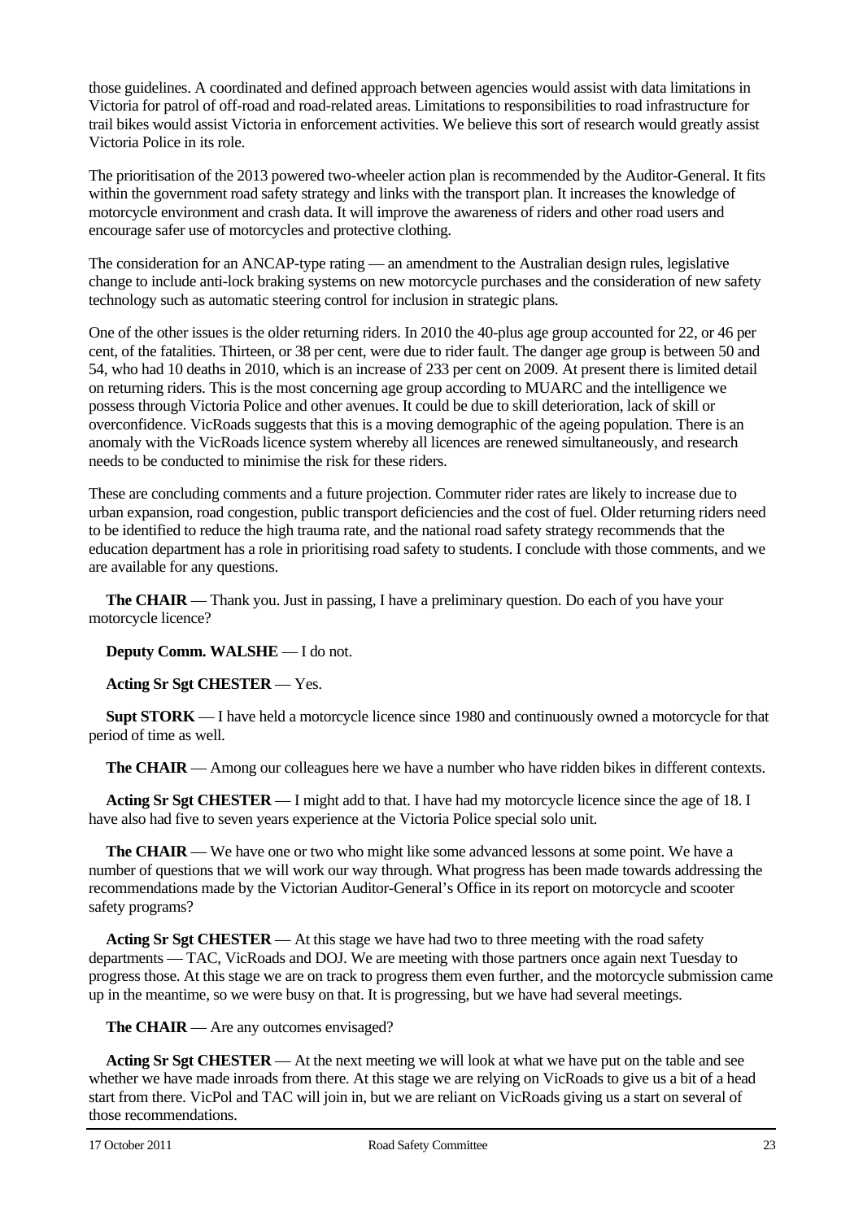those guidelines. A coordinated and defined approach between agencies would assist with data limitations in Victoria for patrol of off-road and road-related areas. Limitations to responsibilities to road infrastructure for trail bikes would assist Victoria in enforcement activities. We believe this sort of research would greatly assist Victoria Police in its role.

The prioritisation of the 2013 powered two-wheeler action plan is recommended by the Auditor-General. It fits within the government road safety strategy and links with the transport plan. It increases the knowledge of motorcycle environment and crash data. It will improve the awareness of riders and other road users and encourage safer use of motorcycles and protective clothing.

The consideration for an ANCAP-type rating — an amendment to the Australian design rules, legislative change to include anti-lock braking systems on new motorcycle purchases and the consideration of new safety technology such as automatic steering control for inclusion in strategic plans.

One of the other issues is the older returning riders. In 2010 the 40-plus age group accounted for 22, or 46 per cent, of the fatalities. Thirteen, or 38 per cent, were due to rider fault. The danger age group is between 50 and 54, who had 10 deaths in 2010, which is an increase of 233 per cent on 2009. At present there is limited detail on returning riders. This is the most concerning age group according to MUARC and the intelligence we possess through Victoria Police and other avenues. It could be due to skill deterioration, lack of skill or overconfidence. VicRoads suggests that this is a moving demographic of the ageing population. There is an anomaly with the VicRoads licence system whereby all licences are renewed simultaneously, and research needs to be conducted to minimise the risk for these riders.

These are concluding comments and a future projection. Commuter rider rates are likely to increase due to urban expansion, road congestion, public transport deficiencies and the cost of fuel. Older returning riders need to be identified to reduce the high trauma rate, and the national road safety strategy recommends that the education department has a role in prioritising road safety to students. I conclude with those comments, and we are available for any questions.

**The CHAIR** — Thank you. Just in passing, I have a preliminary question. Do each of you have your motorcycle licence?

**Deputy Comm. WALSHE** — I do not.

**Acting Sr Sgt CHESTER** — Yes.

**Supt STORK** — I have held a motorcycle licence since 1980 and continuously owned a motorcycle for that period of time as well.

**The CHAIR** — Among our colleagues here we have a number who have ridden bikes in different contexts.

**Acting Sr Sgt CHESTER** — I might add to that. I have had my motorcycle licence since the age of 18. I have also had five to seven years experience at the Victoria Police special solo unit.

**The CHAIR** — We have one or two who might like some advanced lessons at some point. We have a number of questions that we will work our way through. What progress has been made towards addressing the recommendations made by the Victorian Auditor-General's Office in its report on motorcycle and scooter safety programs?

**Acting Sr Sgt CHESTER** — At this stage we have had two to three meeting with the road safety departments — TAC, VicRoads and DOJ. We are meeting with those partners once again next Tuesday to progress those. At this stage we are on track to progress them even further, and the motorcycle submission came up in the meantime, so we were busy on that. It is progressing, but we have had several meetings.

**The CHAIR** — Are any outcomes envisaged?

**Acting Sr Sgt CHESTER** — At the next meeting we will look at what we have put on the table and see whether we have made inroads from there. At this stage we are relying on VicRoads to give us a bit of a head start from there. VicPol and TAC will join in, but we are reliant on VicRoads giving us a start on several of those recommendations.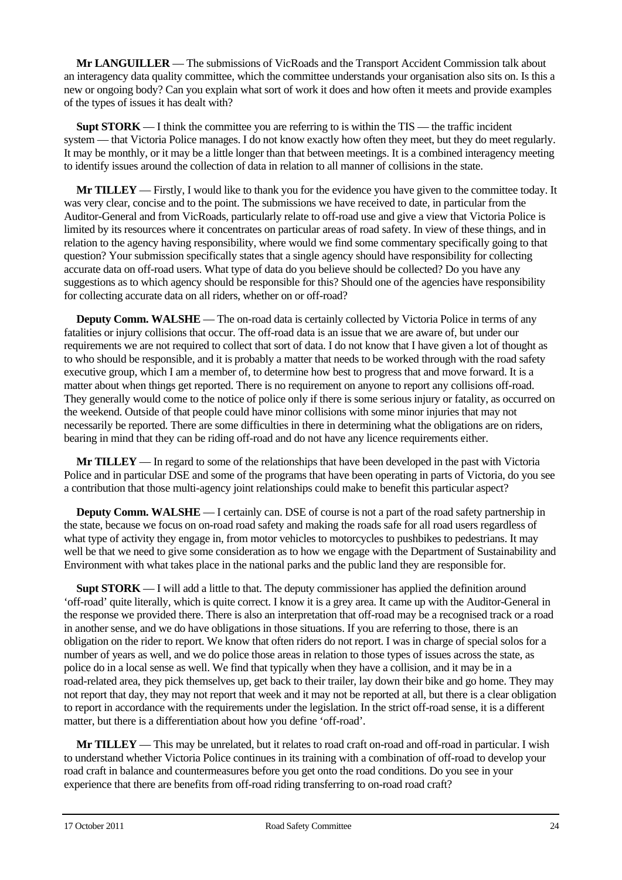**Mr LANGUILLER** — The submissions of VicRoads and the Transport Accident Commission talk about an interagency data quality committee, which the committee understands your organisation also sits on. Is this a new or ongoing body? Can you explain what sort of work it does and how often it meets and provide examples of the types of issues it has dealt with?

**Supt STORK** — I think the committee you are referring to is within the TIS — the traffic incident system — that Victoria Police manages. I do not know exactly how often they meet, but they do meet regularly. It may be monthly, or it may be a little longer than that between meetings. It is a combined interagency meeting to identify issues around the collection of data in relation to all manner of collisions in the state.

**Mr TILLEY** — Firstly, I would like to thank you for the evidence you have given to the committee today. It was very clear, concise and to the point. The submissions we have received to date, in particular from the Auditor-General and from VicRoads, particularly relate to off-road use and give a view that Victoria Police is limited by its resources where it concentrates on particular areas of road safety. In view of these things, and in relation to the agency having responsibility, where would we find some commentary specifically going to that question? Your submission specifically states that a single agency should have responsibility for collecting accurate data on off-road users. What type of data do you believe should be collected? Do you have any suggestions as to which agency should be responsible for this? Should one of the agencies have responsibility for collecting accurate data on all riders, whether on or off-road?

**Deputy Comm. WALSHE** — The on-road data is certainly collected by Victoria Police in terms of any fatalities or injury collisions that occur. The off-road data is an issue that we are aware of, but under our requirements we are not required to collect that sort of data. I do not know that I have given a lot of thought as to who should be responsible, and it is probably a matter that needs to be worked through with the road safety executive group, which I am a member of, to determine how best to progress that and move forward. It is a matter about when things get reported. There is no requirement on anyone to report any collisions off-road. They generally would come to the notice of police only if there is some serious injury or fatality, as occurred on the weekend. Outside of that people could have minor collisions with some minor injuries that may not necessarily be reported. There are some difficulties in there in determining what the obligations are on riders, bearing in mind that they can be riding off-road and do not have any licence requirements either.

**Mr TILLEY** — In regard to some of the relationships that have been developed in the past with Victoria Police and in particular DSE and some of the programs that have been operating in parts of Victoria, do you see a contribution that those multi-agency joint relationships could make to benefit this particular aspect?

**Deputy Comm. WALSHE** — I certainly can. DSE of course is not a part of the road safety partnership in the state, because we focus on on-road road safety and making the roads safe for all road users regardless of what type of activity they engage in, from motor vehicles to motorcycles to pushbikes to pedestrians. It may well be that we need to give some consideration as to how we engage with the Department of Sustainability and Environment with what takes place in the national parks and the public land they are responsible for.

**Supt STORK** — I will add a little to that. The deputy commissioner has applied the definition around 'off-road' quite literally, which is quite correct. I know it is a grey area. It came up with the Auditor-General in the response we provided there. There is also an interpretation that off-road may be a recognised track or a road in another sense, and we do have obligations in those situations. If you are referring to those, there is an obligation on the rider to report. We know that often riders do not report. I was in charge of special solos for a number of years as well, and we do police those areas in relation to those types of issues across the state, as police do in a local sense as well. We find that typically when they have a collision, and it may be in a road-related area, they pick themselves up, get back to their trailer, lay down their bike and go home. They may not report that day, they may not report that week and it may not be reported at all, but there is a clear obligation to report in accordance with the requirements under the legislation. In the strict off-road sense, it is a different matter, but there is a differentiation about how you define 'off-road'.

**Mr TILLEY** — This may be unrelated, but it relates to road craft on-road and off-road in particular. I wish to understand whether Victoria Police continues in its training with a combination of off-road to develop your road craft in balance and countermeasures before you get onto the road conditions. Do you see in your experience that there are benefits from off-road riding transferring to on-road road craft?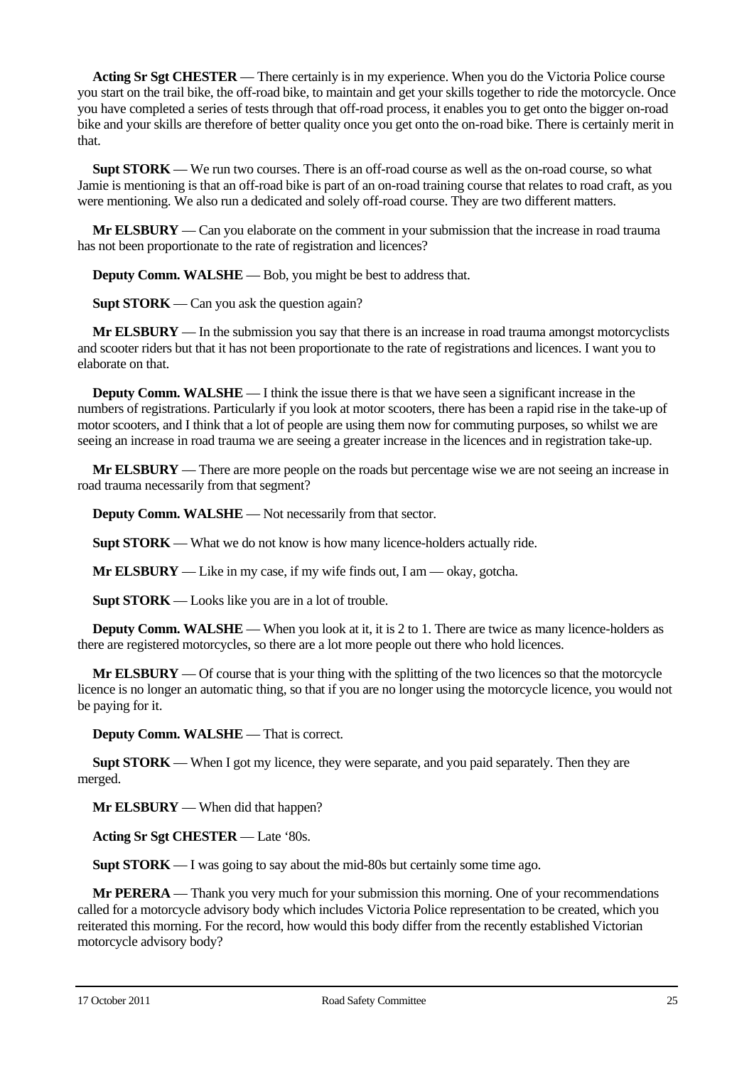**Acting Sr Sgt CHESTER** — There certainly is in my experience. When you do the Victoria Police course you start on the trail bike, the off-road bike, to maintain and get your skills together to ride the motorcycle. Once you have completed a series of tests through that off-road process, it enables you to get onto the bigger on-road bike and your skills are therefore of better quality once you get onto the on-road bike. There is certainly merit in that.

**Supt STORK** — We run two courses. There is an off-road course as well as the on-road course, so what Jamie is mentioning is that an off-road bike is part of an on-road training course that relates to road craft, as you were mentioning. We also run a dedicated and solely off-road course. They are two different matters.

**Mr ELSBURY** — Can you elaborate on the comment in your submission that the increase in road trauma has not been proportionate to the rate of registration and licences?

**Deputy Comm. WALSHE** — Bob, you might be best to address that.

**Supt STORK** — Can you ask the question again?

**Mr ELSBURY** — In the submission you say that there is an increase in road trauma amongst motorcyclists and scooter riders but that it has not been proportionate to the rate of registrations and licences. I want you to elaborate on that.

**Deputy Comm. WALSHE** — I think the issue there is that we have seen a significant increase in the numbers of registrations. Particularly if you look at motor scooters, there has been a rapid rise in the take-up of motor scooters, and I think that a lot of people are using them now for commuting purposes, so whilst we are seeing an increase in road trauma we are seeing a greater increase in the licences and in registration take-up.

**Mr ELSBURY** — There are more people on the roads but percentage wise we are not seeing an increase in road trauma necessarily from that segment?

**Deputy Comm. WALSHE** — Not necessarily from that sector.

**Supt STORK** — What we do not know is how many licence-holders actually ride.

**Mr ELSBURY** — Like in my case, if my wife finds out, I am — okay, gotcha.

**Supt STORK** — Looks like you are in a lot of trouble.

**Deputy Comm. WALSHE** — When you look at it, it is 2 to 1. There are twice as many licence-holders as there are registered motorcycles, so there are a lot more people out there who hold licences.

**Mr ELSBURY** — Of course that is your thing with the splitting of the two licences so that the motorcycle licence is no longer an automatic thing, so that if you are no longer using the motorcycle licence, you would not be paying for it.

**Deputy Comm. WALSHE** — That is correct.

**Supt STORK** — When I got my licence, they were separate, and you paid separately. Then they are merged.

**Mr ELSBURY** — When did that happen?

**Acting Sr Sgt CHESTER** — Late '80s.

**Supt STORK** — I was going to say about the mid-80s but certainly some time ago.

**Mr PERERA** — Thank you very much for your submission this morning. One of your recommendations called for a motorcycle advisory body which includes Victoria Police representation to be created, which you reiterated this morning. For the record, how would this body differ from the recently established Victorian motorcycle advisory body?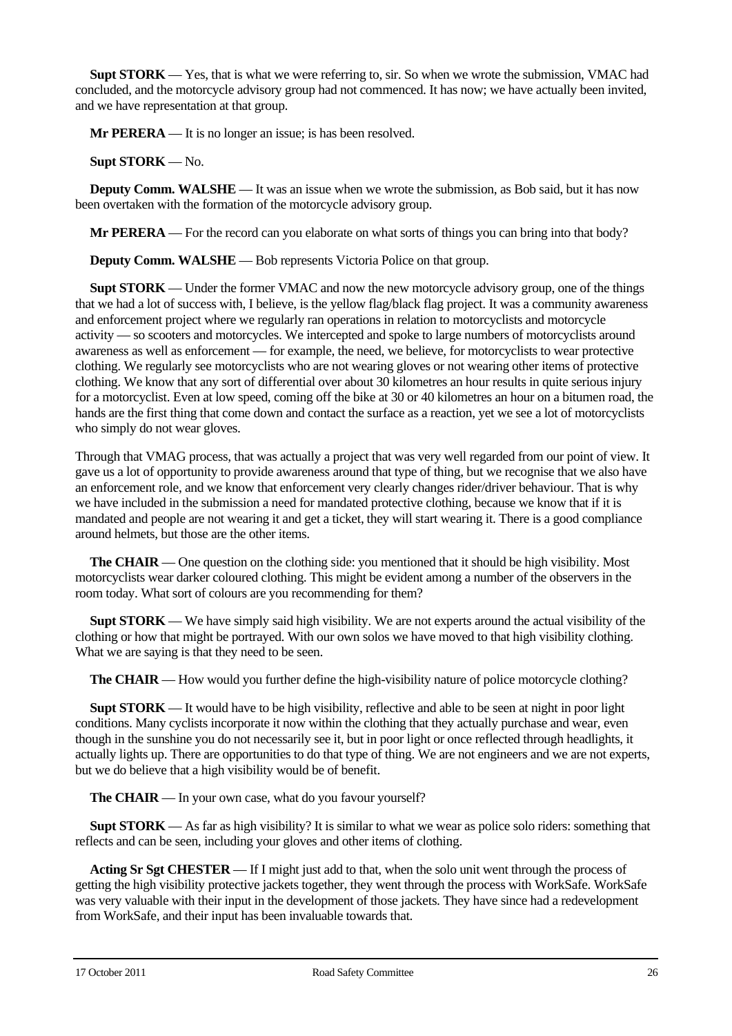**Supt STORK** — Yes, that is what we were referring to, sir. So when we wrote the submission, VMAC had concluded, and the motorcycle advisory group had not commenced. It has now; we have actually been invited, and we have representation at that group.

**Mr PERERA** — It is no longer an issue; is has been resolved.

**Supt STORK** — No.

**Deputy Comm. WALSHE** — It was an issue when we wrote the submission, as Bob said, but it has now been overtaken with the formation of the motorcycle advisory group.

**Mr PERERA** — For the record can you elaborate on what sorts of things you can bring into that body?

**Deputy Comm. WALSHE** — Bob represents Victoria Police on that group.

**Supt STORK** — Under the former VMAC and now the new motorcycle advisory group, one of the things that we had a lot of success with, I believe, is the yellow flag/black flag project. It was a community awareness and enforcement project where we regularly ran operations in relation to motorcyclists and motorcycle activity — so scooters and motorcycles. We intercepted and spoke to large numbers of motorcyclists around awareness as well as enforcement — for example, the need, we believe, for motorcyclists to wear protective clothing. We regularly see motorcyclists who are not wearing gloves or not wearing other items of protective clothing. We know that any sort of differential over about 30 kilometres an hour results in quite serious injury for a motorcyclist. Even at low speed, coming off the bike at 30 or 40 kilometres an hour on a bitumen road, the hands are the first thing that come down and contact the surface as a reaction, yet we see a lot of motorcyclists who simply do not wear gloves.

Through that VMAG process, that was actually a project that was very well regarded from our point of view. It gave us a lot of opportunity to provide awareness around that type of thing, but we recognise that we also have an enforcement role, and we know that enforcement very clearly changes rider/driver behaviour. That is why we have included in the submission a need for mandated protective clothing, because we know that if it is mandated and people are not wearing it and get a ticket, they will start wearing it. There is a good compliance around helmets, but those are the other items.

**The CHAIR** — One question on the clothing side: you mentioned that it should be high visibility. Most motorcyclists wear darker coloured clothing. This might be evident among a number of the observers in the room today. What sort of colours are you recommending for them?

**Supt STORK** — We have simply said high visibility. We are not experts around the actual visibility of the clothing or how that might be portrayed. With our own solos we have moved to that high visibility clothing. What we are saying is that they need to be seen.

**The CHAIR** — How would you further define the high-visibility nature of police motorcycle clothing?

**Supt STORK** — It would have to be high visibility, reflective and able to be seen at night in poor light conditions. Many cyclists incorporate it now within the clothing that they actually purchase and wear, even though in the sunshine you do not necessarily see it, but in poor light or once reflected through headlights, it actually lights up. There are opportunities to do that type of thing. We are not engineers and we are not experts, but we do believe that a high visibility would be of benefit.

**The CHAIR** — In your own case, what do you favour yourself?

**Supt STORK** — As far as high visibility? It is similar to what we wear as police solo riders: something that reflects and can be seen, including your gloves and other items of clothing.

**Acting Sr Sgt CHESTER** — If I might just add to that, when the solo unit went through the process of getting the high visibility protective jackets together, they went through the process with WorkSafe. WorkSafe was very valuable with their input in the development of those jackets. They have since had a redevelopment from WorkSafe, and their input has been invaluable towards that.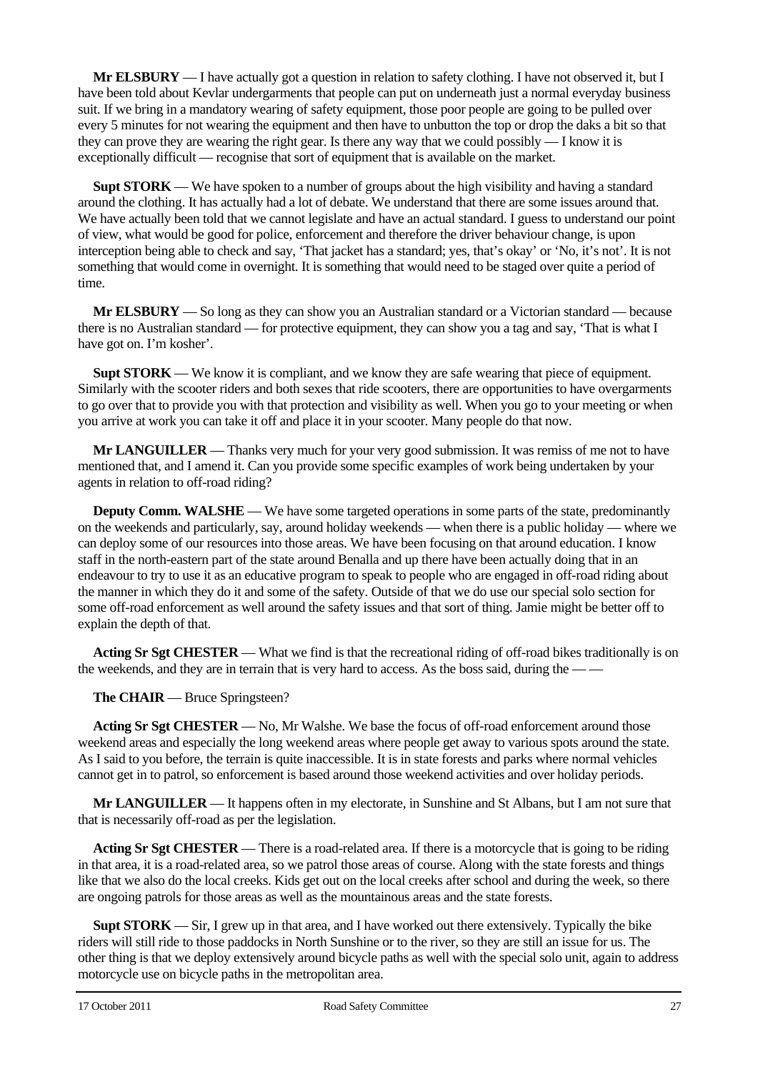**Mr ELSBURY** — I have actually got a question in relation to safety clothing. I have not observed it, but I have been told about Kevlar undergarments that people can put on underneath just a normal everyday business suit. If we bring in a mandatory wearing of safety equipment, those poor people are going to be pulled over every 5 minutes for not wearing the equipment and then have to unbutton the top or drop the daks a bit so that they can prove they are wearing the right gear. Is there any way that we could possibly — I know it is exceptionally difficult — recognise that sort of equipment that is available on the market.

**Supt STORK** — We have spoken to a number of groups about the high visibility and having a standard around the clothing. It has actually had a lot of debate. We understand that there are some issues around that. We have actually been told that we cannot legislate and have an actual standard. I guess to understand our point of view, what would be good for police, enforcement and therefore the driver behaviour change, is upon interception being able to check and say, 'That jacket has a standard; yes, that's okay' or 'No, it's not'. It is not something that would come in overnight. It is something that would need to be staged over quite a period of time.

**Mr ELSBURY** — So long as they can show you an Australian standard or a Victorian standard — because there is no Australian standard — for protective equipment, they can show you a tag and say, 'That is what I have got on. I'm kosher'.

**Supt STORK** — We know it is compliant, and we know they are safe wearing that piece of equipment. Similarly with the scooter riders and both sexes that ride scooters, there are opportunities to have overgarments to go over that to provide you with that protection and visibility as well. When you go to your meeting or when you arrive at work you can take it off and place it in your scooter. Many people do that now.

**Mr LANGUILLER** — Thanks very much for your very good submission. It was remiss of me not to have mentioned that, and I amend it. Can you provide some specific examples of work being undertaken by your agents in relation to off-road riding?

**Deputy Comm. WALSHE** — We have some targeted operations in some parts of the state, predominantly on the weekends and particularly, say, around holiday weekends — when there is a public holiday — where we can deploy some of our resources into those areas. We have been focusing on that around education. I know staff in the north-eastern part of the state around Benalla and up there have been actually doing that in an endeavour to try to use it as an educative program to speak to people who are engaged in off-road riding about the manner in which they do it and some of the safety. Outside of that we do use our special solo section for some off-road enforcement as well around the safety issues and that sort of thing. Jamie might be better off to explain the depth of that.

**Acting Sr Sgt CHESTER** — What we find is that the recreational riding of off-road bikes traditionally is on the weekends, and they are in terrain that is very hard to access. As the boss said, during the — —

**The CHAIR** — Bruce Springsteen?

**Acting Sr Sgt CHESTER** — No, Mr Walshe. We base the focus of off-road enforcement around those weekend areas and especially the long weekend areas where people get away to various spots around the state. As I said to you before, the terrain is quite inaccessible. It is in state forests and parks where normal vehicles cannot get in to patrol, so enforcement is based around those weekend activities and over holiday periods.

**Mr LANGUILLER** — It happens often in my electorate, in Sunshine and St Albans, but I am not sure that that is necessarily off-road as per the legislation.

**Acting Sr Sgt CHESTER** — There is a road-related area. If there is a motorcycle that is going to be riding in that area, it is a road-related area, so we patrol those areas of course. Along with the state forests and things like that we also do the local creeks. Kids get out on the local creeks after school and during the week, so there are ongoing patrols for those areas as well as the mountainous areas and the state forests.

**Supt STORK** — Sir, I grew up in that area, and I have worked out there extensively. Typically the bike riders will still ride to those paddocks in North Sunshine or to the river, so they are still an issue for us. The other thing is that we deploy extensively around bicycle paths as well with the special solo unit, again to address motorcycle use on bicycle paths in the metropolitan area.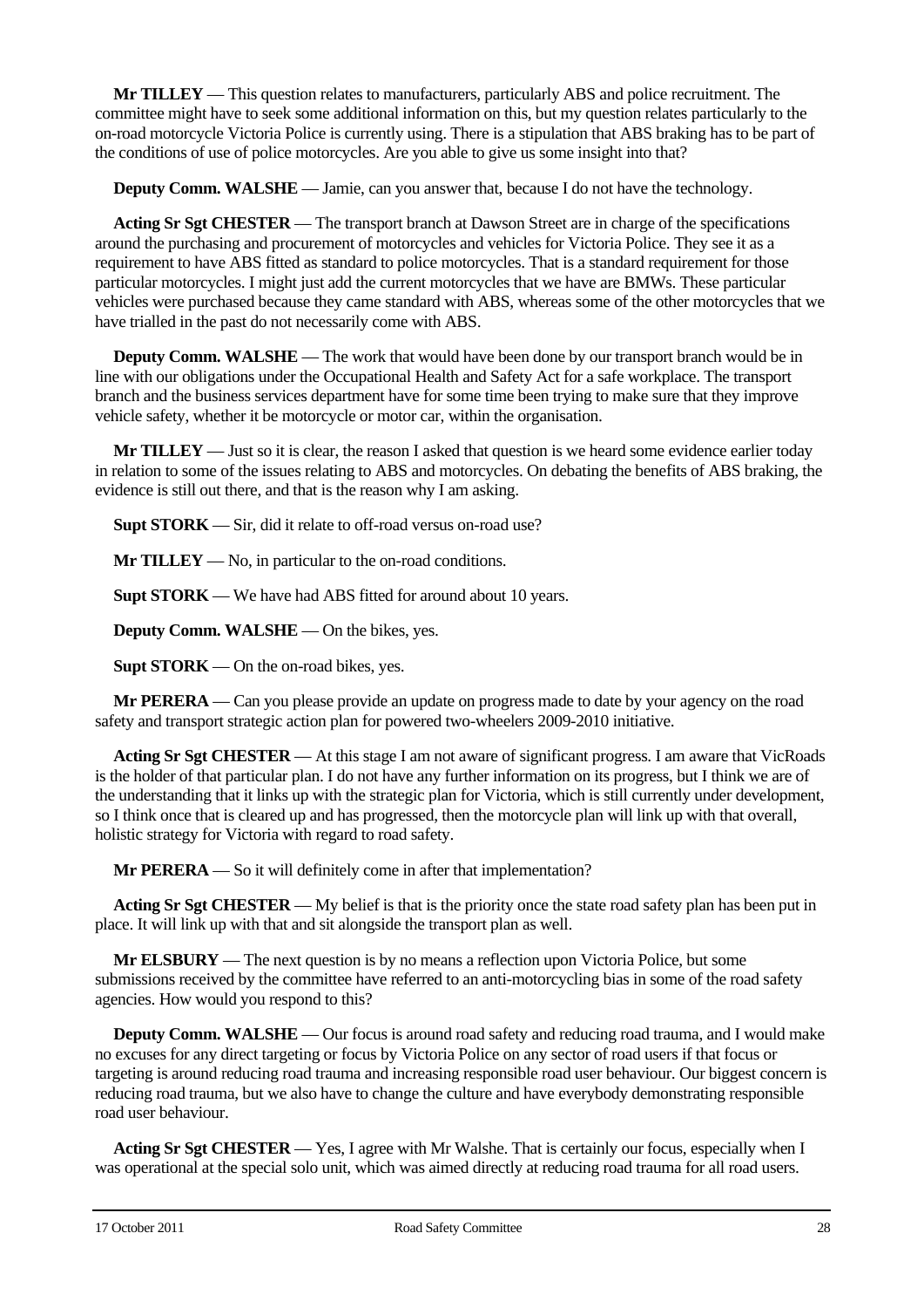**Mr TILLEY** — This question relates to manufacturers, particularly ABS and police recruitment. The committee might have to seek some additional information on this, but my question relates particularly to the on-road motorcycle Victoria Police is currently using. There is a stipulation that ABS braking has to be part of the conditions of use of police motorcycles. Are you able to give us some insight into that?

**Deputy Comm. WALSHE** — Jamie, can you answer that, because I do not have the technology.

**Acting Sr Sgt CHESTER** — The transport branch at Dawson Street are in charge of the specifications around the purchasing and procurement of motorcycles and vehicles for Victoria Police. They see it as a requirement to have ABS fitted as standard to police motorcycles. That is a standard requirement for those particular motorcycles. I might just add the current motorcycles that we have are BMWs. These particular vehicles were purchased because they came standard with ABS, whereas some of the other motorcycles that we have trialled in the past do not necessarily come with ABS.

**Deputy Comm. WALSHE** — The work that would have been done by our transport branch would be in line with our obligations under the Occupational Health and Safety Act for a safe workplace. The transport branch and the business services department have for some time been trying to make sure that they improve vehicle safety, whether it be motorcycle or motor car, within the organisation.

**Mr TILLEY** — Just so it is clear, the reason I asked that question is we heard some evidence earlier today in relation to some of the issues relating to ABS and motorcycles. On debating the benefits of ABS braking, the evidence is still out there, and that is the reason why I am asking.

**Supt STORK** — Sir, did it relate to off-road versus on-road use?

**Mr TILLEY** — No, in particular to the on-road conditions.

**Supt STORK** — We have had ABS fitted for around about 10 years.

**Deputy Comm. WALSHE** — On the bikes, yes.

**Supt STORK** — On the on-road bikes, yes.

**Mr PERERA** — Can you please provide an update on progress made to date by your agency on the road safety and transport strategic action plan for powered two-wheelers 2009-2010 initiative.

**Acting Sr Sgt CHESTER** — At this stage I am not aware of significant progress. I am aware that VicRoads is the holder of that particular plan. I do not have any further information on its progress, but I think we are of the understanding that it links up with the strategic plan for Victoria, which is still currently under development, so I think once that is cleared up and has progressed, then the motorcycle plan will link up with that overall, holistic strategy for Victoria with regard to road safety.

**Mr PERERA** — So it will definitely come in after that implementation?

**Acting Sr Sgt CHESTER** — My belief is that is the priority once the state road safety plan has been put in place. It will link up with that and sit alongside the transport plan as well.

**Mr ELSBURY** — The next question is by no means a reflection upon Victoria Police, but some submissions received by the committee have referred to an anti-motorcycling bias in some of the road safety agencies. How would you respond to this?

**Deputy Comm. WALSHE** — Our focus is around road safety and reducing road trauma, and I would make no excuses for any direct targeting or focus by Victoria Police on any sector of road users if that focus or targeting is around reducing road trauma and increasing responsible road user behaviour. Our biggest concern is reducing road trauma, but we also have to change the culture and have everybody demonstrating responsible road user behaviour.

**Acting Sr Sgt CHESTER** — Yes, I agree with Mr Walshe. That is certainly our focus, especially when I was operational at the special solo unit, which was aimed directly at reducing road trauma for all road users.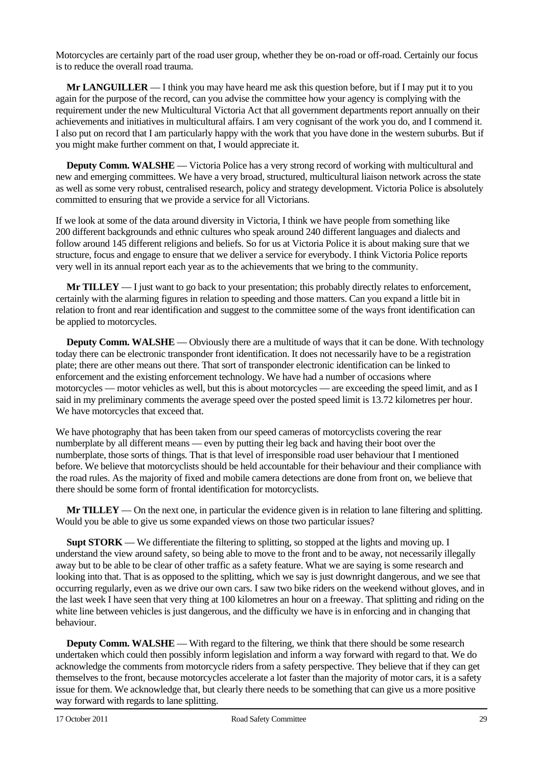Motorcycles are certainly part of the road user group, whether they be on-road or off-road. Certainly our focus is to reduce the overall road trauma.

**Mr LANGUILLER** — I think you may have heard me ask this question before, but if I may put it to you again for the purpose of the record, can you advise the committee how your agency is complying with the requirement under the new Multicultural Victoria Act that all government departments report annually on their achievements and initiatives in multicultural affairs. I am very cognisant of the work you do, and I commend it. I also put on record that I am particularly happy with the work that you have done in the western suburbs. But if you might make further comment on that, I would appreciate it.

**Deputy Comm. WALSHE** — Victoria Police has a very strong record of working with multicultural and new and emerging committees. We have a very broad, structured, multicultural liaison network across the state as well as some very robust, centralised research, policy and strategy development. Victoria Police is absolutely committed to ensuring that we provide a service for all Victorians.

If we look at some of the data around diversity in Victoria, I think we have people from something like 200 different backgrounds and ethnic cultures who speak around 240 different languages and dialects and follow around 145 different religions and beliefs. So for us at Victoria Police it is about making sure that we structure, focus and engage to ensure that we deliver a service for everybody. I think Victoria Police reports very well in its annual report each year as to the achievements that we bring to the community.

**Mr TILLEY** — I just want to go back to your presentation; this probably directly relates to enforcement, certainly with the alarming figures in relation to speeding and those matters. Can you expand a little bit in relation to front and rear identification and suggest to the committee some of the ways front identification can be applied to motorcycles.

**Deputy Comm. WALSHE** — Obviously there are a multitude of ways that it can be done. With technology today there can be electronic transponder front identification. It does not necessarily have to be a registration plate; there are other means out there. That sort of transponder electronic identification can be linked to enforcement and the existing enforcement technology. We have had a number of occasions where motorcycles — motor vehicles as well, but this is about motorcycles — are exceeding the speed limit, and as I said in my preliminary comments the average speed over the posted speed limit is 13.72 kilometres per hour. We have motorcycles that exceed that.

We have photography that has been taken from our speed cameras of motorcyclists covering the rear numberplate by all different means — even by putting their leg back and having their boot over the numberplate, those sorts of things. That is that level of irresponsible road user behaviour that I mentioned before. We believe that motorcyclists should be held accountable for their behaviour and their compliance with the road rules. As the majority of fixed and mobile camera detections are done from front on, we believe that there should be some form of frontal identification for motorcyclists.

**Mr TILLEY** — On the next one, in particular the evidence given is in relation to lane filtering and splitting. Would you be able to give us some expanded views on those two particular issues?

**Supt STORK** — We differentiate the filtering to splitting, so stopped at the lights and moving up. I understand the view around safety, so being able to move to the front and to be away, not necessarily illegally away but to be able to be clear of other traffic as a safety feature. What we are saying is some research and looking into that. That is as opposed to the splitting, which we say is just downright dangerous, and we see that occurring regularly, even as we drive our own cars. I saw two bike riders on the weekend without gloves, and in the last week I have seen that very thing at 100 kilometres an hour on a freeway. That splitting and riding on the white line between vehicles is just dangerous, and the difficulty we have is in enforcing and in changing that behaviour.

**Deputy Comm. WALSHE** — With regard to the filtering, we think that there should be some research undertaken which could then possibly inform legislation and inform a way forward with regard to that. We do acknowledge the comments from motorcycle riders from a safety perspective. They believe that if they can get themselves to the front, because motorcycles accelerate a lot faster than the majority of motor cars, it is a safety issue for them. We acknowledge that, but clearly there needs to be something that can give us a more positive way forward with regards to lane splitting.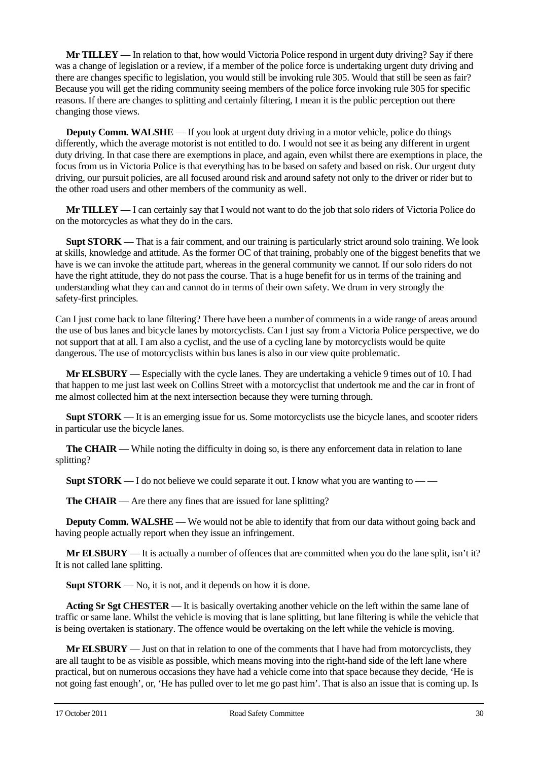**Mr TILLEY** — In relation to that, how would Victoria Police respond in urgent duty driving? Say if there was a change of legislation or a review, if a member of the police force is undertaking urgent duty driving and there are changes specific to legislation, you would still be invoking rule 305. Would that still be seen as fair? Because you will get the riding community seeing members of the police force invoking rule 305 for specific reasons. If there are changes to splitting and certainly filtering, I mean it is the public perception out there changing those views.

**Deputy Comm. WALSHE** — If you look at urgent duty driving in a motor vehicle, police do things differently, which the average motorist is not entitled to do. I would not see it as being any different in urgent duty driving. In that case there are exemptions in place, and again, even whilst there are exemptions in place, the focus from us in Victoria Police is that everything has to be based on safety and based on risk. Our urgent duty driving, our pursuit policies, are all focused around risk and around safety not only to the driver or rider but to the other road users and other members of the community as well.

**Mr TILLEY** — I can certainly say that I would not want to do the job that solo riders of Victoria Police do on the motorcycles as what they do in the cars.

**Supt STORK** — That is a fair comment, and our training is particularly strict around solo training. We look at skills, knowledge and attitude. As the former OC of that training, probably one of the biggest benefits that we have is we can invoke the attitude part, whereas in the general community we cannot. If our solo riders do not have the right attitude, they do not pass the course. That is a huge benefit for us in terms of the training and understanding what they can and cannot do in terms of their own safety. We drum in very strongly the safety-first principles.

Can I just come back to lane filtering? There have been a number of comments in a wide range of areas around the use of bus lanes and bicycle lanes by motorcyclists. Can I just say from a Victoria Police perspective, we do not support that at all. I am also a cyclist, and the use of a cycling lane by motorcyclists would be quite dangerous. The use of motorcyclists within bus lanes is also in our view quite problematic.

**Mr ELSBURY** — Especially with the cycle lanes. They are undertaking a vehicle 9 times out of 10. I had that happen to me just last week on Collins Street with a motorcyclist that undertook me and the car in front of me almost collected him at the next intersection because they were turning through.

**Supt STORK** — It is an emerging issue for us. Some motorcyclists use the bicycle lanes, and scooter riders in particular use the bicycle lanes.

**The CHAIR** — While noting the difficulty in doing so, is there any enforcement data in relation to lane splitting?

**Supt STORK** — I do not believe we could separate it out. I know what you are wanting to — —

**The CHAIR** — Are there any fines that are issued for lane splitting?

**Deputy Comm. WALSHE** — We would not be able to identify that from our data without going back and having people actually report when they issue an infringement.

**Mr ELSBURY** — It is actually a number of offences that are committed when you do the lane split, isn't it? It is not called lane splitting.

**Supt STORK** — No, it is not, and it depends on how it is done.

**Acting Sr Sgt CHESTER** — It is basically overtaking another vehicle on the left within the same lane of traffic or same lane. Whilst the vehicle is moving that is lane splitting, but lane filtering is while the vehicle that is being overtaken is stationary. The offence would be overtaking on the left while the vehicle is moving.

**Mr ELSBURY** — Just on that in relation to one of the comments that I have had from motorcyclists, they are all taught to be as visible as possible, which means moving into the right-hand side of the left lane where practical, but on numerous occasions they have had a vehicle come into that space because they decide, 'He is not going fast enough', or, 'He has pulled over to let me go past him'. That is also an issue that is coming up. Is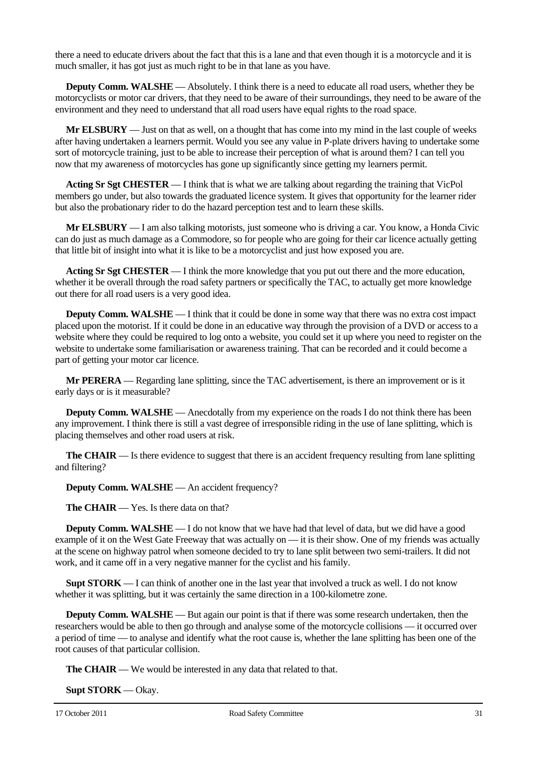there a need to educate drivers about the fact that this is a lane and that even though it is a motorcycle and it is much smaller, it has got just as much right to be in that lane as you have.

**Deputy Comm. WALSHE** — Absolutely. I think there is a need to educate all road users, whether they be motorcyclists or motor car drivers, that they need to be aware of their surroundings, they need to be aware of the environment and they need to understand that all road users have equal rights to the road space.

**Mr ELSBURY** — Just on that as well, on a thought that has come into my mind in the last couple of weeks after having undertaken a learners permit. Would you see any value in P-plate drivers having to undertake some sort of motorcycle training, just to be able to increase their perception of what is around them? I can tell you now that my awareness of motorcycles has gone up significantly since getting my learners permit.

**Acting Sr Sgt CHESTER** — I think that is what we are talking about regarding the training that VicPol members go under, but also towards the graduated licence system. It gives that opportunity for the learner rider but also the probationary rider to do the hazard perception test and to learn these skills.

**Mr ELSBURY** — I am also talking motorists, just someone who is driving a car. You know, a Honda Civic can do just as much damage as a Commodore, so for people who are going for their car licence actually getting that little bit of insight into what it is like to be a motorcyclist and just how exposed you are.

**Acting Sr Sgt CHESTER** — I think the more knowledge that you put out there and the more education, whether it be overall through the road safety partners or specifically the TAC, to actually get more knowledge out there for all road users is a very good idea.

**Deputy Comm. WALSHE** — I think that it could be done in some way that there was no extra cost impact placed upon the motorist. If it could be done in an educative way through the provision of a DVD or access to a website where they could be required to log onto a website, you could set it up where you need to register on the website to undertake some familiarisation or awareness training. That can be recorded and it could become a part of getting your motor car licence.

**Mr PERERA** — Regarding lane splitting, since the TAC advertisement, is there an improvement or is it early days or is it measurable?

**Deputy Comm. WALSHE** — Anecdotally from my experience on the roads I do not think there has been any improvement. I think there is still a vast degree of irresponsible riding in the use of lane splitting, which is placing themselves and other road users at risk.

**The CHAIR** — Is there evidence to suggest that there is an accident frequency resulting from lane splitting and filtering?

**Deputy Comm. WALSHE** — An accident frequency?

**The CHAIR** — Yes. Is there data on that?

**Deputy Comm. WALSHE** — I do not know that we have had that level of data, but we did have a good example of it on the West Gate Freeway that was actually on — it is their show. One of my friends was actually at the scene on highway patrol when someone decided to try to lane split between two semi-trailers. It did not work, and it came off in a very negative manner for the cyclist and his family.

**Supt STORK** — I can think of another one in the last year that involved a truck as well. I do not know whether it was splitting, but it was certainly the same direction in a 100-kilometre zone.

**Deputy Comm. WALSHE** — But again our point is that if there was some research undertaken, then the researchers would be able to then go through and analyse some of the motorcycle collisions — it occurred over a period of time — to analyse and identify what the root cause is, whether the lane splitting has been one of the root causes of that particular collision.

**The CHAIR** — We would be interested in any data that related to that.

**Supt STORK** — Okay.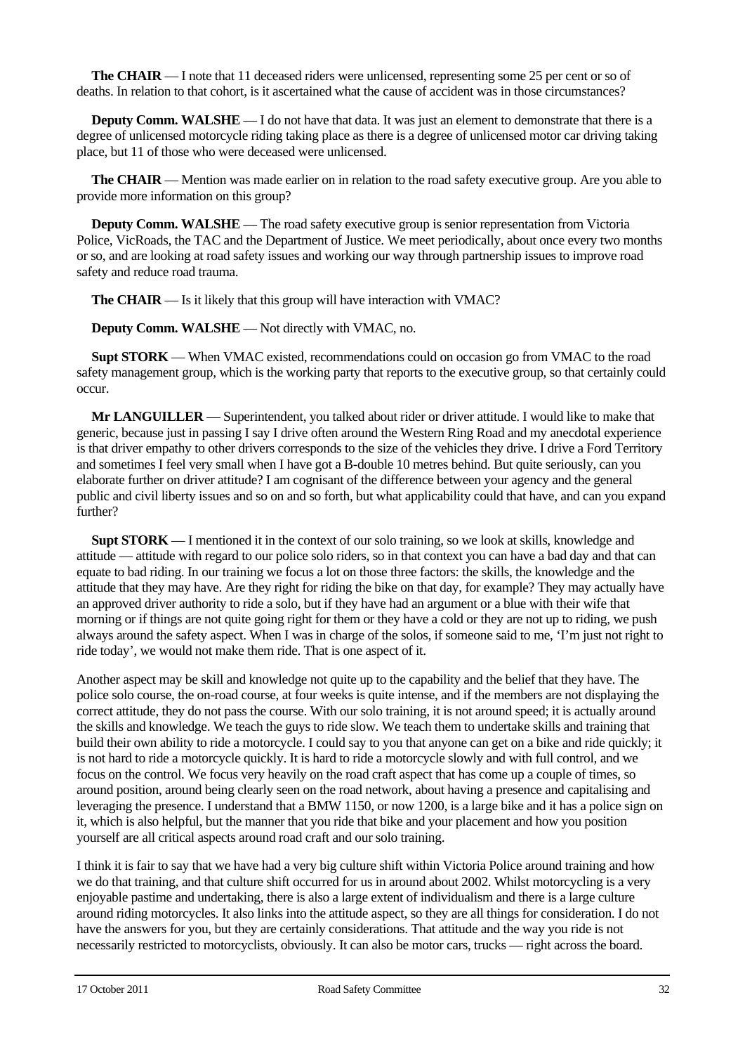**The CHAIR** — I note that 11 deceased riders were unlicensed, representing some 25 per cent or so of deaths. In relation to that cohort, is it ascertained what the cause of accident was in those circumstances?

**Deputy Comm. WALSHE** — I do not have that data. It was just an element to demonstrate that there is a degree of unlicensed motorcycle riding taking place as there is a degree of unlicensed motor car driving taking place, but 11 of those who were deceased were unlicensed.

**The CHAIR** — Mention was made earlier on in relation to the road safety executive group. Are you able to provide more information on this group?

**Deputy Comm. WALSHE** — The road safety executive group is senior representation from Victoria Police, VicRoads, the TAC and the Department of Justice. We meet periodically, about once every two months or so, and are looking at road safety issues and working our way through partnership issues to improve road safety and reduce road trauma.

**The CHAIR** — Is it likely that this group will have interaction with VMAC?

**Deputy Comm. WALSHE** — Not directly with VMAC, no.

**Supt STORK** — When VMAC existed, recommendations could on occasion go from VMAC to the road safety management group, which is the working party that reports to the executive group, so that certainly could occur.

**Mr LANGUILLER** — Superintendent, you talked about rider or driver attitude. I would like to make that generic, because just in passing I say I drive often around the Western Ring Road and my anecdotal experience is that driver empathy to other drivers corresponds to the size of the vehicles they drive. I drive a Ford Territory and sometimes I feel very small when I have got a B-double 10 metres behind. But quite seriously, can you elaborate further on driver attitude? I am cognisant of the difference between your agency and the general public and civil liberty issues and so on and so forth, but what applicability could that have, and can you expand further?

**Supt STORK** — I mentioned it in the context of our solo training, so we look at skills, knowledge and attitude — attitude with regard to our police solo riders, so in that context you can have a bad day and that can equate to bad riding. In our training we focus a lot on those three factors: the skills, the knowledge and the attitude that they may have. Are they right for riding the bike on that day, for example? They may actually have an approved driver authority to ride a solo, but if they have had an argument or a blue with their wife that morning or if things are not quite going right for them or they have a cold or they are not up to riding, we push always around the safety aspect. When I was in charge of the solos, if someone said to me, 'I'm just not right to ride today', we would not make them ride. That is one aspect of it.

Another aspect may be skill and knowledge not quite up to the capability and the belief that they have. The police solo course, the on-road course, at four weeks is quite intense, and if the members are not displaying the correct attitude, they do not pass the course. With our solo training, it is not around speed; it is actually around the skills and knowledge. We teach the guys to ride slow. We teach them to undertake skills and training that build their own ability to ride a motorcycle. I could say to you that anyone can get on a bike and ride quickly; it is not hard to ride a motorcycle quickly. It is hard to ride a motorcycle slowly and with full control, and we focus on the control. We focus very heavily on the road craft aspect that has come up a couple of times, so around position, around being clearly seen on the road network, about having a presence and capitalising and leveraging the presence. I understand that a BMW 1150, or now 1200, is a large bike and it has a police sign on it, which is also helpful, but the manner that you ride that bike and your placement and how you position yourself are all critical aspects around road craft and our solo training.

I think it is fair to say that we have had a very big culture shift within Victoria Police around training and how we do that training, and that culture shift occurred for us in around about 2002. Whilst motorcycling is a very enjoyable pastime and undertaking, there is also a large extent of individualism and there is a large culture around riding motorcycles. It also links into the attitude aspect, so they are all things for consideration. I do not have the answers for you, but they are certainly considerations. That attitude and the way you ride is not necessarily restricted to motorcyclists, obviously. It can also be motor cars, trucks — right across the board.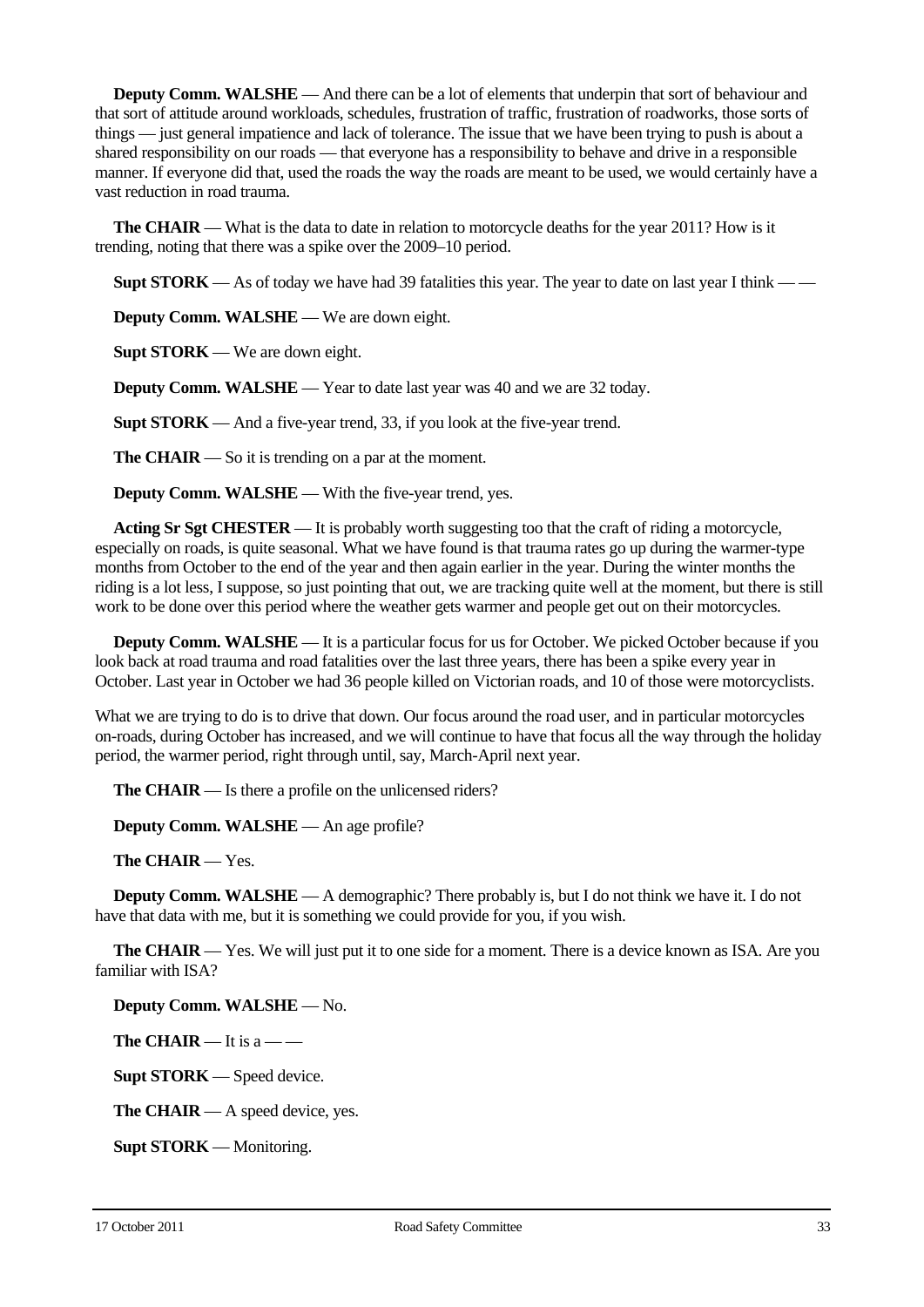**Deputy Comm. WALSHE** — And there can be a lot of elements that underpin that sort of behaviour and that sort of attitude around workloads, schedules, frustration of traffic, frustration of roadworks, those sorts of things — just general impatience and lack of tolerance. The issue that we have been trying to push is about a shared responsibility on our roads — that everyone has a responsibility to behave and drive in a responsible manner. If everyone did that, used the roads the way the roads are meant to be used, we would certainly have a vast reduction in road trauma.

**The CHAIR** — What is the data to date in relation to motorcycle deaths for the year 2011? How is it trending, noting that there was a spike over the 2009–10 period.

**Supt STORK** — As of today we have had 39 fatalities this year. The year to date on last year I think — —

**Deputy Comm. WALSHE** — We are down eight.

**Supt STORK** — We are down eight.

**Deputy Comm. WALSHE** — Year to date last year was 40 and we are 32 today.

**Supt STORK** — And a five-year trend, 33, if you look at the five-year trend.

**The CHAIR** — So it is trending on a par at the moment.

**Deputy Comm. WALSHE** — With the five-year trend, yes.

**Acting Sr Sgt CHESTER** — It is probably worth suggesting too that the craft of riding a motorcycle, especially on roads, is quite seasonal. What we have found is that trauma rates go up during the warmer-type months from October to the end of the year and then again earlier in the year. During the winter months the riding is a lot less, I suppose, so just pointing that out, we are tracking quite well at the moment, but there is still work to be done over this period where the weather gets warmer and people get out on their motorcycles.

**Deputy Comm. WALSHE** — It is a particular focus for us for October. We picked October because if you look back at road trauma and road fatalities over the last three years, there has been a spike every year in October. Last year in October we had 36 people killed on Victorian roads, and 10 of those were motorcyclists.

What we are trying to do is to drive that down. Our focus around the road user, and in particular motorcycles on-roads, during October has increased, and we will continue to have that focus all the way through the holiday period, the warmer period, right through until, say, March-April next year.

**The CHAIR** — Is there a profile on the unlicensed riders?

**Deputy Comm. WALSHE** — An age profile?

**The CHAIR** — Yes.

**Deputy Comm. WALSHE** — A demographic? There probably is, but I do not think we have it. I do not have that data with me, but it is something we could provide for you, if you wish.

**The CHAIR** — Yes. We will just put it to one side for a moment. There is a device known as ISA. Are you familiar with ISA?

**Deputy Comm. WALSHE** — No.

**The CHAIR** — It is a — —

**Supt STORK** — Speed device.

**The CHAIR** — A speed device, yes.

**Supt STORK** — Monitoring.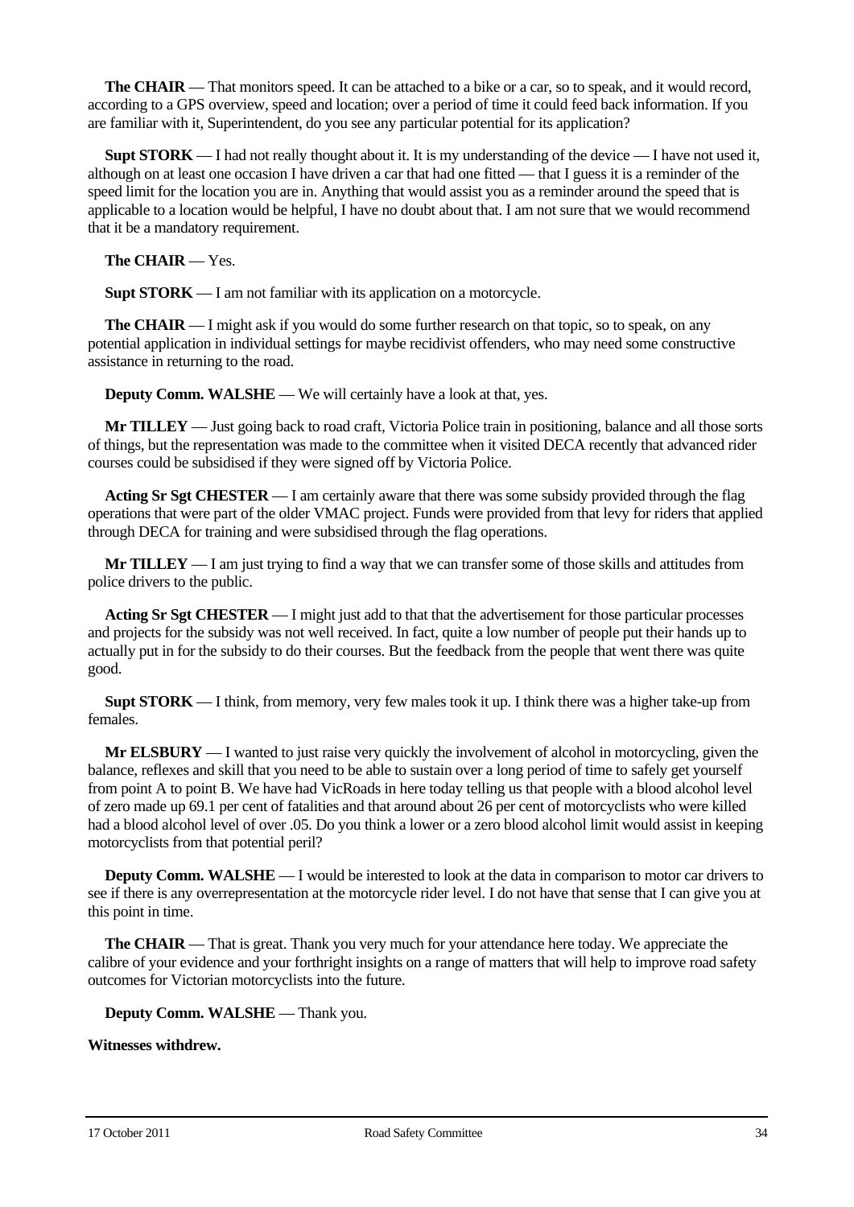**The CHAIR** — That monitors speed. It can be attached to a bike or a car, so to speak, and it would record, according to a GPS overview, speed and location; over a period of time it could feed back information. If you are familiar with it, Superintendent, do you see any particular potential for its application?

**Supt STORK** — I had not really thought about it. It is my understanding of the device — I have not used it, although on at least one occasion I have driven a car that had one fitted — that I guess it is a reminder of the speed limit for the location you are in. Anything that would assist you as a reminder around the speed that is applicable to a location would be helpful, I have no doubt about that. I am not sure that we would recommend that it be a mandatory requirement.

**The CHAIR** — Yes.

**Supt STORK** — I am not familiar with its application on a motorcycle.

**The CHAIR** — I might ask if you would do some further research on that topic, so to speak, on any potential application in individual settings for maybe recidivist offenders, who may need some constructive assistance in returning to the road.

**Deputy Comm. WALSHE** — We will certainly have a look at that, yes.

**Mr TILLEY** — Just going back to road craft, Victoria Police train in positioning, balance and all those sorts of things, but the representation was made to the committee when it visited DECA recently that advanced rider courses could be subsidised if they were signed off by Victoria Police.

**Acting Sr Sgt CHESTER** — I am certainly aware that there was some subsidy provided through the flag operations that were part of the older VMAC project. Funds were provided from that levy for riders that applied through DECA for training and were subsidised through the flag operations.

**Mr TILLEY** — I am just trying to find a way that we can transfer some of those skills and attitudes from police drivers to the public.

**Acting Sr Sgt CHESTER** — I might just add to that that the advertisement for those particular processes and projects for the subsidy was not well received. In fact, quite a low number of people put their hands up to actually put in for the subsidy to do their courses. But the feedback from the people that went there was quite good.

**Supt STORK** — I think, from memory, very few males took it up. I think there was a higher take-up from females.

**Mr ELSBURY** — I wanted to just raise very quickly the involvement of alcohol in motorcycling, given the balance, reflexes and skill that you need to be able to sustain over a long period of time to safely get yourself from point A to point B. We have had VicRoads in here today telling us that people with a blood alcohol level of zero made up 69.1 per cent of fatalities and that around about 26 per cent of motorcyclists who were killed had a blood alcohol level of over .05. Do you think a lower or a zero blood alcohol limit would assist in keeping motorcyclists from that potential peril?

**Deputy Comm. WALSHE** — I would be interested to look at the data in comparison to motor car drivers to see if there is any overrepresentation at the motorcycle rider level. I do not have that sense that I can give you at this point in time.

**The CHAIR** — That is great. Thank you very much for your attendance here today. We appreciate the calibre of your evidence and your forthright insights on a range of matters that will help to improve road safety outcomes for Victorian motorcyclists into the future.

**Deputy Comm. WALSHE** — Thank you.

**Witnesses withdrew.**